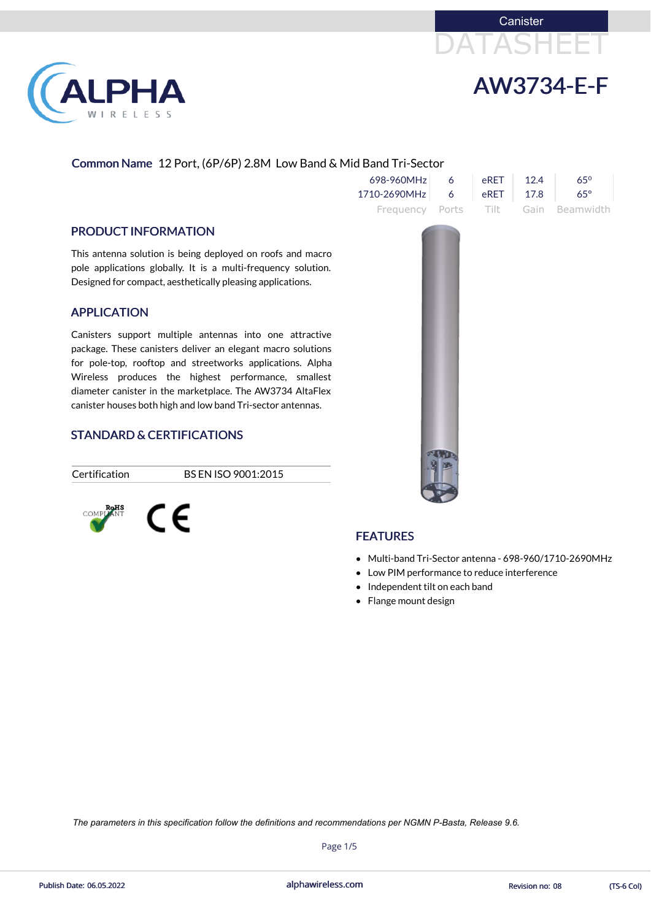Canister

DATASHEET

# AW3734-E-F

**Common Name** 12 Port, (6P/6P) 2.8M Low Band & Mid Band Tri-Sector

| Frequency | Ports | Tilt | Gain | Beamwidth |
|---|---|---|---|---|
| 698-960MHz | 6 | eRET | 12.4 | 65° |
| 1710-2690MHz | 6 | eRET | 17.8 | 65° |

## PRODUCT INFORMATION

This antenna solution is being deployed on roofs and macro pole applications globally. It is a multi-frequency solution. Designed for compact, aesthetically pleasing applications.

## APPLICATION

Canisters support multiple antennas into one attractive package. These canisters deliver an elegant macro solutions for pole-top, rooftop and streetworks applications. Alpha Wireless produces the highest performance, smallest diameter canister in the marketplace. The AW3734 AltaFlex canister houses both high and low band Tri-sector antennas.

## STANDARD & CERTIFICATIONS

| Certification | BS EN ISO 9001:2015 |
|---|---|

RoHS COMPLIANT

CE

## FEATURES

- Multi-band Tri-Sector antenna - 698-960/1710-2690MHz
- Low PIM performance to reduce interference
- Independent tilt on each band
- Flange mount design

*The parameters in this specification follow the definitions and recommendations per NGMN P-Basta, Release 9.6.*

Publish Date: 06.05.2022 | alphawireless.com | Revision no: 08 | (TS-6 Col)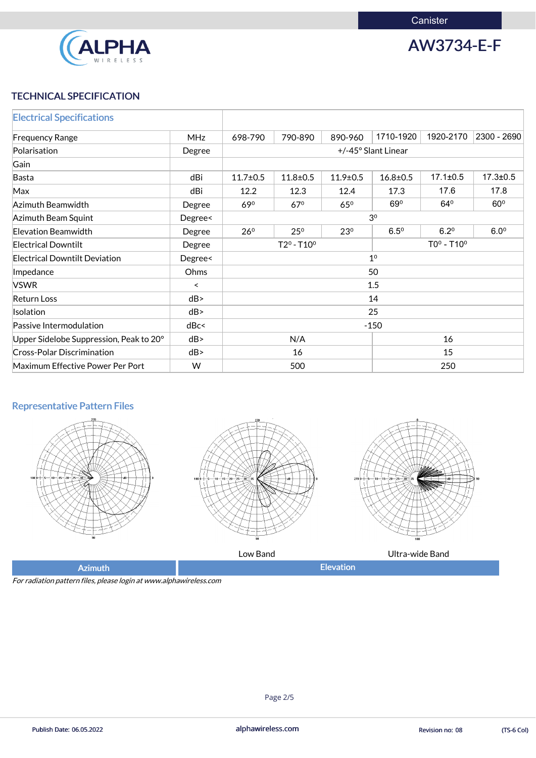Canister

# AW3734-E-F

## TECHNICAL SPECIFICATION

| Electrical Specifications | | | | | | | |
|---|---|---|---|---|---|---|---|
| Frequency Range | MHz | 698-790 | 790-890 | 890-960 | 1710-1920 | 1920-2170 | 2300 - 2690 |
| Polarisation | Degree | +/-45° Slant Linear | | | | | |
| Gain | | | | | | | |
| Basta | dBi | 11.7±0.5 | 11.8±0.5 | 11.9±0.5 | 16.8±0.5 | 17.1±0.5 | 17.3±0.5 |
| Max | dBi | 12.2 | 12.3 | 12.4 | 17.3 | 17.6 | 17.8 |
| Azimuth Beamwidth | Degree | 69° | 67° | 65° | 69° | 64° | 60° |
| Azimuth Beam Squint | Degree< | 3° | | | | | |
| Elevation Beamwidth | Degree | 26° | 25° | 23° | 6.5° | 6.2° | 6.0° |
| Electrical Downtilt | Degree | T2° - T10° | | | T0° - T10° | | |
| Electrical Downtilt Deviation | Degree< | 1° | | | | | |
| Impedance | Ohms | 50 | | | | | |
| VSWR | < | 1.5 | | | | | |
| Return Loss | dB> | 14 | | | | | |
| Isolation | dB> | 25 | | | | | |
| Passive Intermodulation | dBc< | -150 | | | | | |
| Upper Sidelobe Suppression, Peak to 20° | dB> | N/A | | | 16 | | |
| Cross-Polar Discrimination | dB> | 16 | | | 15 | | |
| Maximum Effective Power Per Port | W | 500 | | | 250 | | |

## Representative Pattern Files

Low Band    Ultra-wide Band

Azimuth    Elevation

*For radiation pattern files, please login at www.alphawireless.com*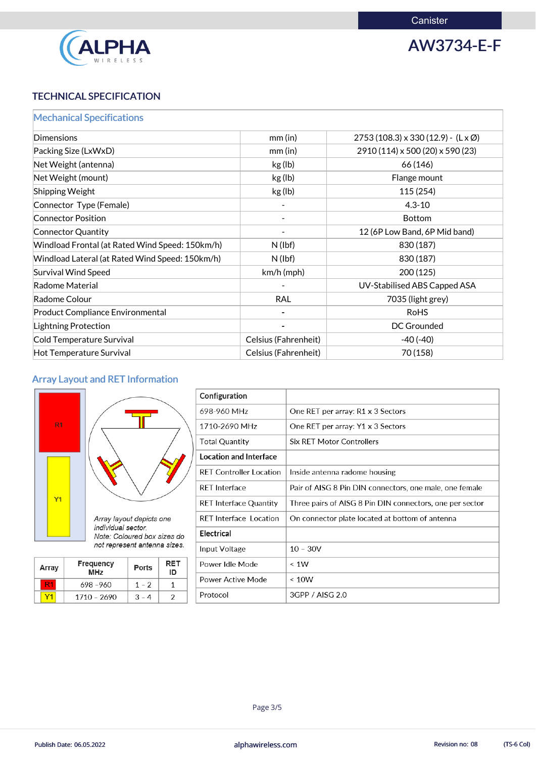Canister

# AW3734-E-F

## TECHNICAL SPECIFICATION

| Mechanical Specifications | | |
|---|---|---|
| Dimensions | mm (in) | 2753 (108.3) x 330 (12.9) - (L x Ø) |
| Packing Size (LxWxD) | mm (in) | 2910 (114) x 500 (20) x 590 (23) |
| Net Weight (antenna) | kg (lb) | 66 (146) |
| Net Weight (mount) | kg (lb) | Flange mount |
| Shipping Weight | kg (lb) | 115 (254) |
| Connector Type (Female) | - | 4.3-10 |
| Connector Position | - | Bottom |
| Connector Quantity | - | 12 (6P Low Band, 6P Mid band) |
| Windload Frontal (at Rated Wind Speed: 150km/h) | N (lbf) | 830 (187) |
| Windload Lateral (at Rated Wind Speed: 150km/h) | N (lbf) | 830 (187) |
| Survival Wind Speed | km/h (mph) | 200 (125) |
| Radome Material | - | UV-Stabilised ABS Capped ASA |
| Radome Colour | RAL | 7035 (light grey) |
| Product Compliance Environmental | - | RoHS |
| Lightning Protection | - | DC Grounded |
| Cold Temperature Survival | Celsius (Fahrenheit) | -40 (-40) |
| Hot Temperature Survival | Celsius (Fahrenheit) | 70 (158) |

### Array Layout and RET Information

R1

Y1

*Array layout depicts one individual sector.*
*Note: Coloured box sizes do not represent antenna sizes.*

| Array | Frequency MHz | Ports | RET ID |
|---|---|---|---|
| R1 | 698 -960 | 1 - 2 | 1 |
| Y1 | 1710 - 2690 | 3 - 4 | 2 |

| **Configuration** | |
|---|---|
| 698-960 MHz | One RET per array: R1 x 3 Sectors |
| 1710-2690 MHz | One RET per array: Y1 x 3 Sectors |
| Total Quantity | Six RET Motor Controllers |
| **Location and Interface** | |
| RET Controller Location | Inside antenna radome housing |
| RET Interface | Pair of AISG 8 Pin DIN connectors, one male, one female |
| RET Interface Quantity | Three pairs of AISG 8 Pin DIN connectors, one per sector |
| RET Interface Location | On connector plate located at bottom of antenna |
| **Electrical** | |
| Input Voltage | 10 – 30V |
| Power Idle Mode | < 1W |
| Power Active Mode | < 10W |
| Protocol | 3GPP / AISG 2.0 |

Publish Date: 06.05.2022 | alphawireless.com | Revision no: 08 | (TS-6 Col)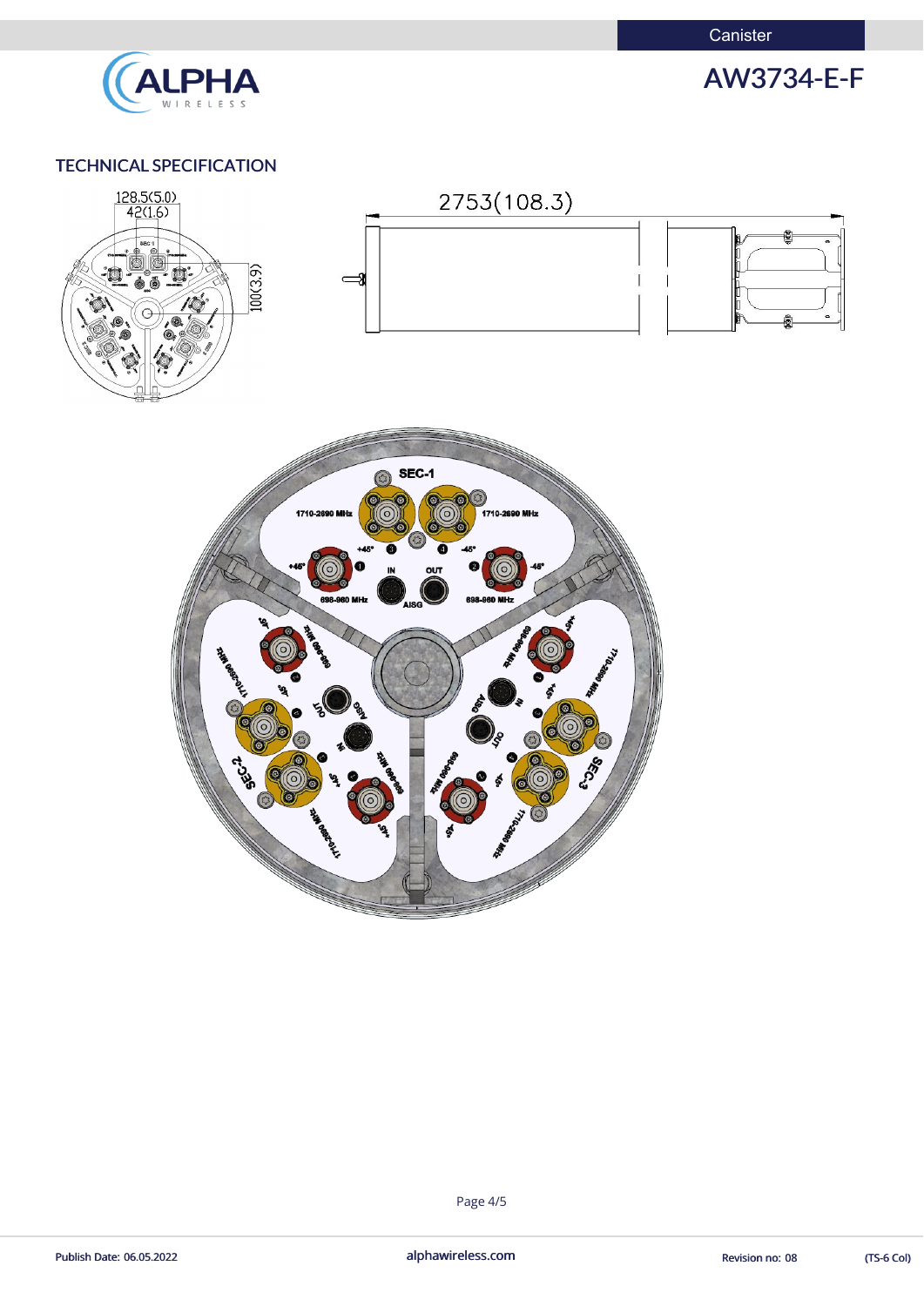## TECHNICAL SPECIFICATION

128.5(5.0)
42(1.6)
100(3.9)

2753(108.3)

SEC-1

1710-2690 MHz
1710-2690 MHz
+45°
-45°
+45°
-45°
IN
OUT
AISG
698-960 MHz
698-960 MHz

SEC-2

SEC-3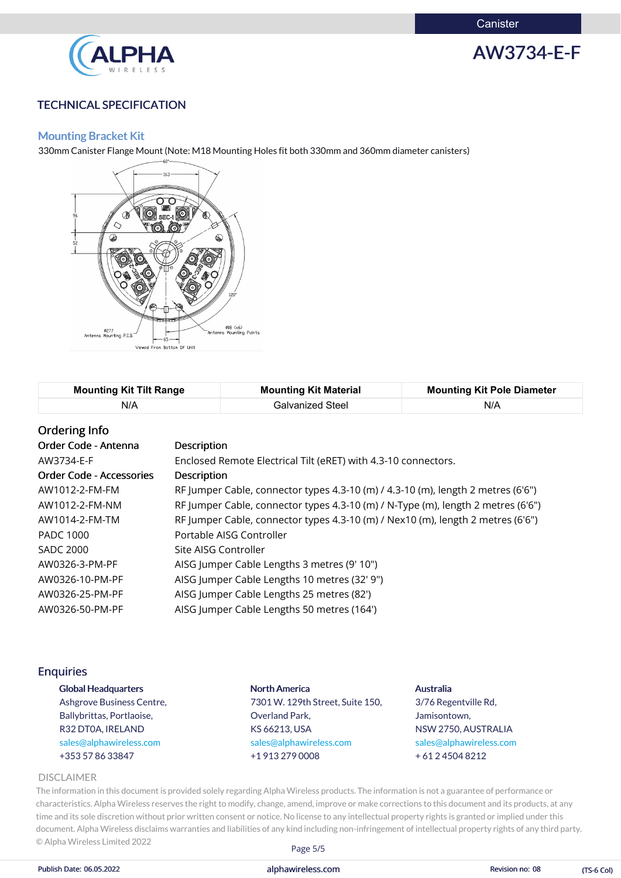# TECHNICAL SPECIFICATION

## Mounting Bracket Kit

330mm Canister Flange Mount (Note: M18 Mounting Holes fit both 330mm and 360mm diameter canisters)

60°
163
96
52
SEC-1
SEC-2
SEC-3
120°
Ø277
Antenna Mounting P.C.D.
Ø18 (x6)
Antenna Mounting Points
65
Viewed From Bottom Of Unit

| Mounting Kit Tilt Range | Mounting Kit Material | Mounting Kit Pole Diameter |
|---|---|---|
| N/A | Galvanized Steel | N/A |

## Ordering Info

| Order Code - Antenna | Description |
|---|---|
| AW3734-E-F | Enclosed Remote Electrical Tilt (eRET) with 4.3-10 connectors. |
| **Order Code - Accessories** | **Description** |
| AW1012-2-FM-FM | RF Jumper Cable, connector types 4.3-10 (m) / 4.3-10 (m), length 2 metres (6'6") |
| AW1012-2-FM-NM | RF Jumper Cable, connector types 4.3-10 (m) / N-Type (m), length 2 metres (6'6") |
| AW1014-2-FM-TM | RF Jumper Cable, connector types 4.3-10 (m) / Nex10 (m), length 2 metres (6'6") |
| PADC 1000 | Portable AISG Controller |
| SADC 2000 | Site AISG Controller |
| AW0326-3-PM-PF | AISG Jumper Cable Lengths 3 metres (9' 10") |
| AW0326-10-PM-PF | AISG Jumper Cable Lengths 10 metres (32' 9") |
| AW0326-25-PM-PF | AISG Jumper Cable Lengths 25 metres (82') |
| AW0326-50-PM-PF | AISG Jumper Cable Lengths 50 metres (164') |

## Enquiries

**Global Headquarters**
Ashgrove Business Centre,
Ballybrittas, Portlaoise,
R32 DT0A, IRELAND
sales@alphawireless.com
+353 57 86 33847

**North America**
7301 W. 129th Street, Suite 150,
Overland Park,
KS 66213, USA
sales@alphawireless.com
+1 913 279 0008

**Australia**
3/76 Regentville Rd,
Jamisontown,
NSW 2750, AUSTRALIA
sales@alphawireless.com
+ 61 2 4504 8212

DISCLAIMER

The information in this document is provided solely regarding Alpha Wireless products. The information is not a guarantee of performance or characteristics. Alpha Wireless reserves the right to modify, change, amend, improve or make corrections to this document and its products, at any time and its sole discretion without prior written consent or notice. No license to any intellectual property rights is granted or implied under this document. Alpha Wireless disclaims warranties and liabilities of any kind including non-infringement of intellectual property rights of any third party.
© Alpha Wireless Limited 2022